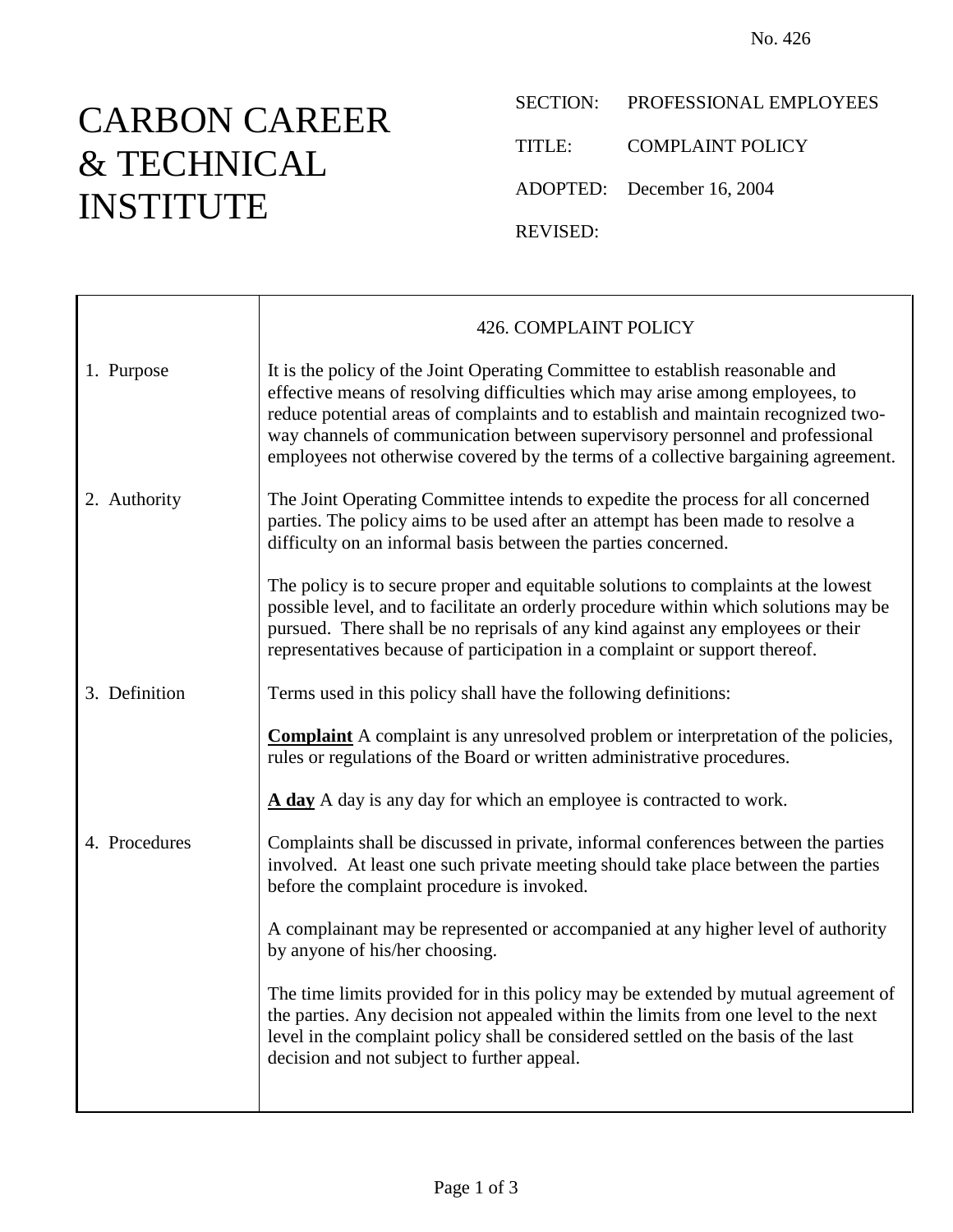No. 426

# CARBON CAREER & TECHNICAL INSTITUTE

SECTION: PROFESSIONAL EMPLOYEES

TITLE: COMPLAINT POLICY

ADOPTED: December 16, 2004

REVISED:

## 426. COMPLAINT POLICY

**1. Purpose**

It is the policy of the Joint Operating Committee to establish reasonable and effective means of resolving difficulties which may arise among employees, to reduce potential areas of complaints and to establish and maintain recognized two-way channels of communication between supervisory personnel and professional employees not otherwise covered by the terms of a collective bargaining agreement.

**2. Authority**

The Joint Operating Committee intends to expedite the process for all concerned parties. The policy aims to be used after an attempt has been made to resolve a difficulty on an informal basis between the parties concerned.

The policy is to secure proper and equitable solutions to complaints at the lowest possible level, and to facilitate an orderly procedure within which solutions may be pursued. There shall be no reprisals of any kind against any employees or their representatives because of participation in a complaint or support thereof.

**3. Definition**

Terms used in this policy shall have the following definitions:

**Complaint** A complaint is any unresolved problem or interpretation of the policies, rules or regulations of the Board or written administrative procedures.

**A day** A day is any day for which an employee is contracted to work.

**4. Procedures**

Complaints shall be discussed in private, informal conferences between the parties involved. At least one such private meeting should take place between the parties before the complaint procedure is invoked.

A complainant may be represented or accompanied at any higher level of authority by anyone of his/her choosing.

The time limits provided for in this policy may be extended by mutual agreement of the parties. Any decision not appealed within the limits from one level to the next level in the complaint policy shall be considered settled on the basis of the last decision and not subject to further appeal.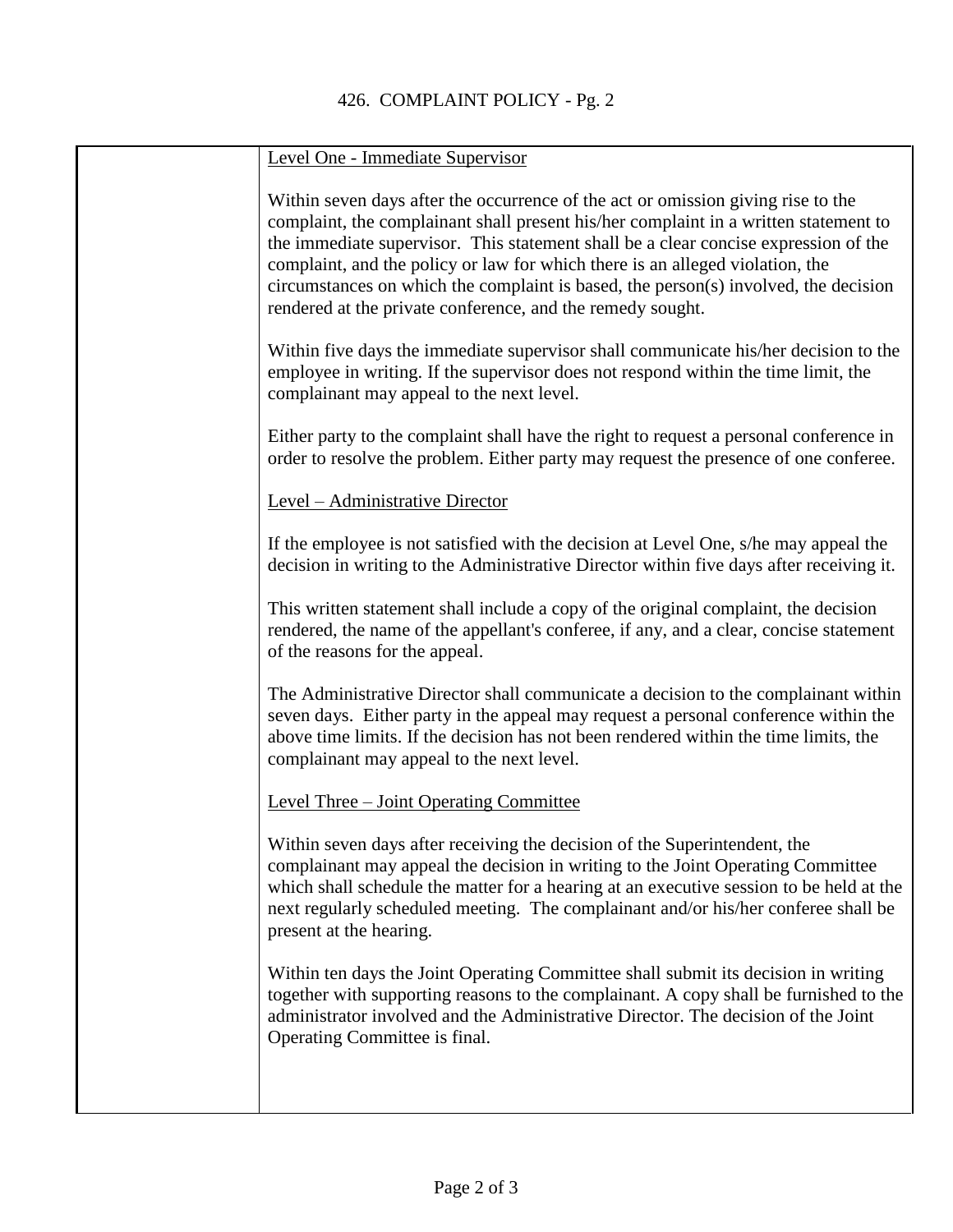Level One - Immediate Supervisor

Within seven days after the occurrence of the act or omission giving rise to the complaint, the complainant shall present his/her complaint in a written statement to the immediate supervisor. This statement shall be a clear concise expression of the complaint, and the policy or law for which there is an alleged violation, the circumstances on which the complaint is based, the person(s) involved, the decision rendered at the private conference, and the remedy sought.

Within five days the immediate supervisor shall communicate his/her decision to the employee in writing. If the supervisor does not respond within the time limit, the complainant may appeal to the next level.

Either party to the complaint shall have the right to request a personal conference in order to resolve the problem. Either party may request the presence of one conferee.

Level – Administrative Director

If the employee is not satisfied with the decision at Level One, s/he may appeal the decision in writing to the Administrative Director within five days after receiving it.

This written statement shall include a copy of the original complaint, the decision rendered, the name of the appellant's conferee, if any, and a clear, concise statement of the reasons for the appeal.

The Administrative Director shall communicate a decision to the complainant within seven days. Either party in the appeal may request a personal conference within the above time limits. If the decision has not been rendered within the time limits, the complainant may appeal to the next level.

Level Three – Joint Operating Committee

Within seven days after receiving the decision of the Superintendent, the complainant may appeal the decision in writing to the Joint Operating Committee which shall schedule the matter for a hearing at an executive session to be held at the next regularly scheduled meeting. The complainant and/or his/her conferee shall be present at the hearing.

Within ten days the Joint Operating Committee shall submit its decision in writing together with supporting reasons to the complainant. A copy shall be furnished to the administrator involved and the Administrative Director. The decision of the Joint Operating Committee is final.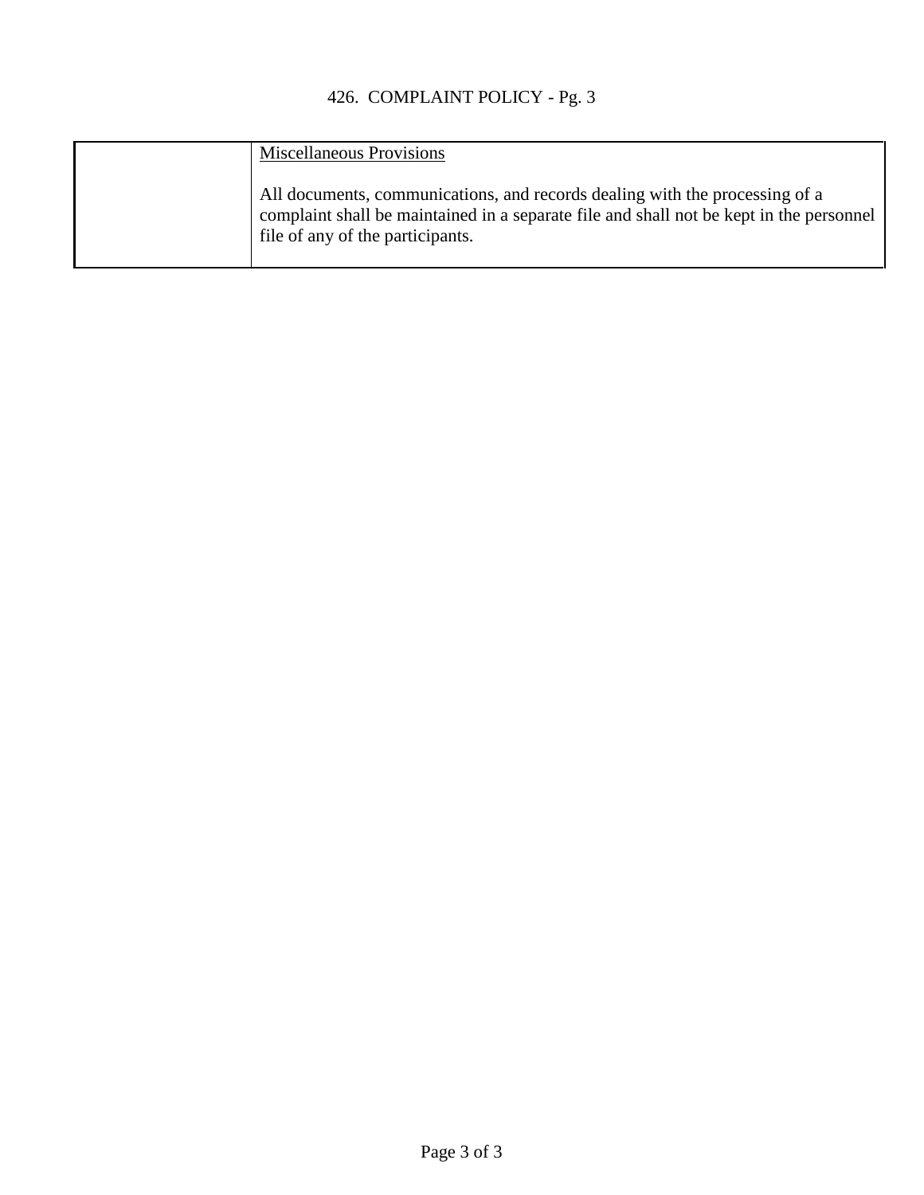Miscellaneous Provisions

All documents, communications, and records dealing with the processing of a complaint shall be maintained in a separate file and shall not be kept in the personnel file of any of the participants.